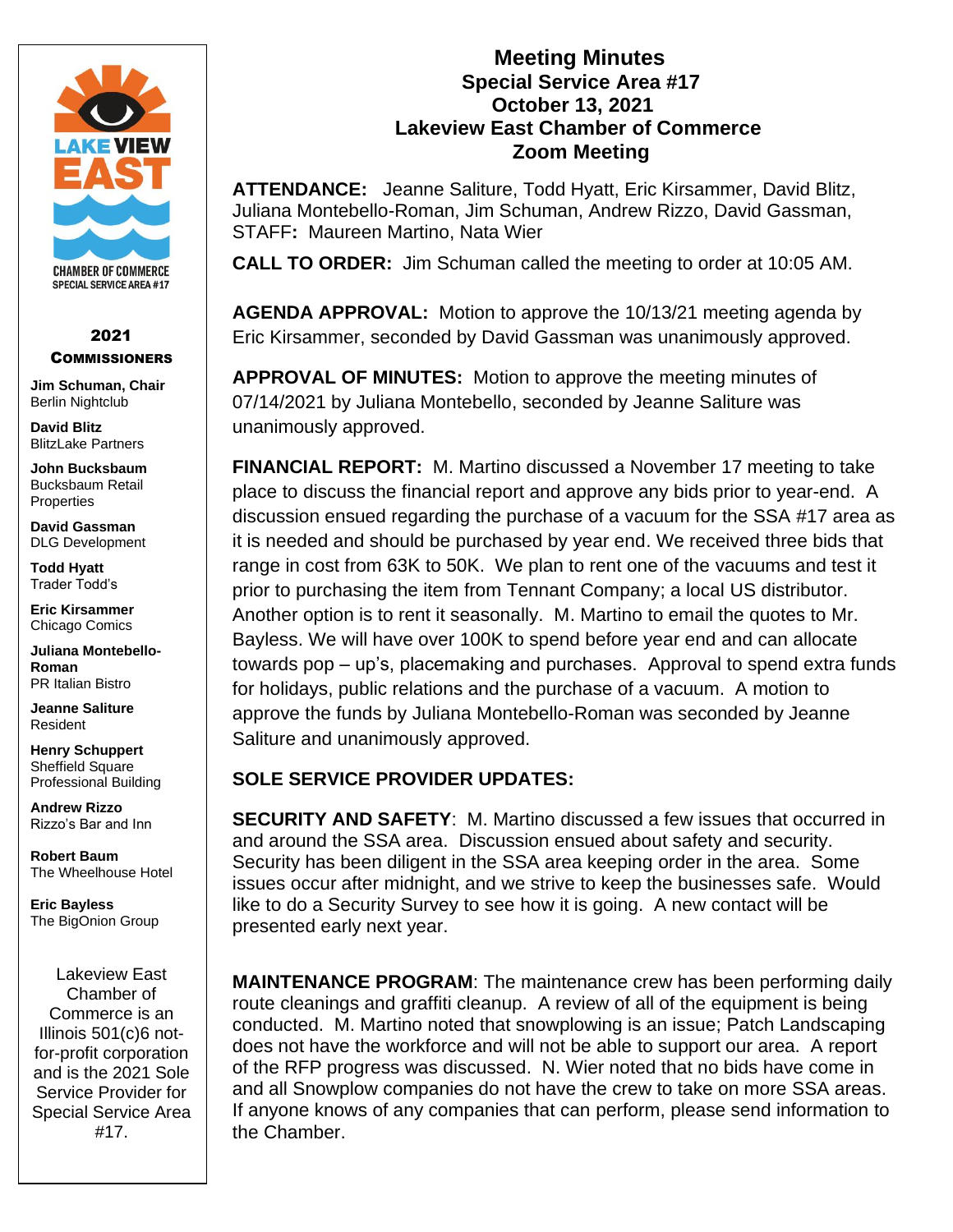# Meeting Minutes
## Special Service Area #17
## October 13, 2021
## Lakeview East Chamber of Commerce
## Zoom Meeting

**ATTENDANCE:** Jeanne Saliture, Todd Hyatt, Eric Kirsammer, David Blitz, Juliana Montebello-Roman, Jim Schuman, Andrew Rizzo, David Gassman, STAFF**:** Maureen Martino, Nata Wier

**CALL TO ORDER:** Jim Schuman called the meeting to order at 10:05 AM.

**AGENDA APPROVAL:** Motion to approve the 10/13/21 meeting agenda by Eric Kirsammer, seconded by David Gassman was unanimously approved.

**APPROVAL OF MINUTES:** Motion to approve the meeting minutes of 07/14/2021 by Juliana Montebello, seconded by Jeanne Saliture was unanimously approved.

**FINANCIAL REPORT:** M. Martino discussed a November 17 meeting to take place to discuss the financial report and approve any bids prior to year-end. A discussion ensued regarding the purchase of a vacuum for the SSA #17 area as it is needed and should be purchased by year end. We received three bids that range in cost from 63K to 50K. We plan to rent one of the vacuums and test it prior to purchasing the item from Tennant Company; a local US distributor. Another option is to rent it seasonally. M. Martino to email the quotes to Mr. Bayless. We will have over 100K to spend before year end and can allocate towards pop – up's, placemaking and purchases. Approval to spend extra funds for holidays, public relations and the purchase of a vacuum. A motion to approve the funds by Juliana Montebello-Roman was seconded by Jeanne Saliture and unanimously approved.

**SOLE SERVICE PROVIDER UPDATES:**

**SECURITY AND SAFETY**: M. Martino discussed a few issues that occurred in and around the SSA area. Discussion ensued about safety and security. Security has been diligent in the SSA area keeping order in the area. Some issues occur after midnight, and we strive to keep the businesses safe. Would like to do a Security Survey to see how it is going. A new contact will be presented early next year.

**MAINTENANCE PROGRAM**: The maintenance crew has been performing daily route cleanings and graffiti cleanup. A review of all of the equipment is being conducted. M. Martino noted that snowplowing is an issue; Patch Landscaping does not have the workforce and will not be able to support our area. A report of the RFP progress was discussed. N. Wier noted that no bids have come in and all Snowplow companies do not have the crew to take on more SSA areas. If anyone knows of any companies that can perform, please send information to the Chamber.

---

LAKE VIEW EAST
CHAMBER OF COMMERCE
SPECIAL SERVICE AREA #17

**2021 COMMISSIONERS**

**Jim Schuman, Chair**
Berlin Nightclub

**David Blitz**
BlitzLake Partners

**John Bucksbaum**
Bucksbaum Retail Properties

**David Gassman**
DLG Development

**Todd Hyatt**
Trader Todd's

**Eric Kirsammer**
Chicago Comics

**Juliana Montebello-Roman**
PR Italian Bistro

**Jeanne Saliture**
Resident

**Henry Schuppert**
Sheffield Square Professional Building

**Andrew Rizzo**
Rizzo's Bar and Inn

**Robert Baum**
The Wheelhouse Hotel

**Eric Bayless**
The BigOnion Group

Lakeview East Chamber of Commerce is an Illinois 501(c)6 not-for-profit corporation and is the 2021 Sole Service Provider for Special Service Area #17.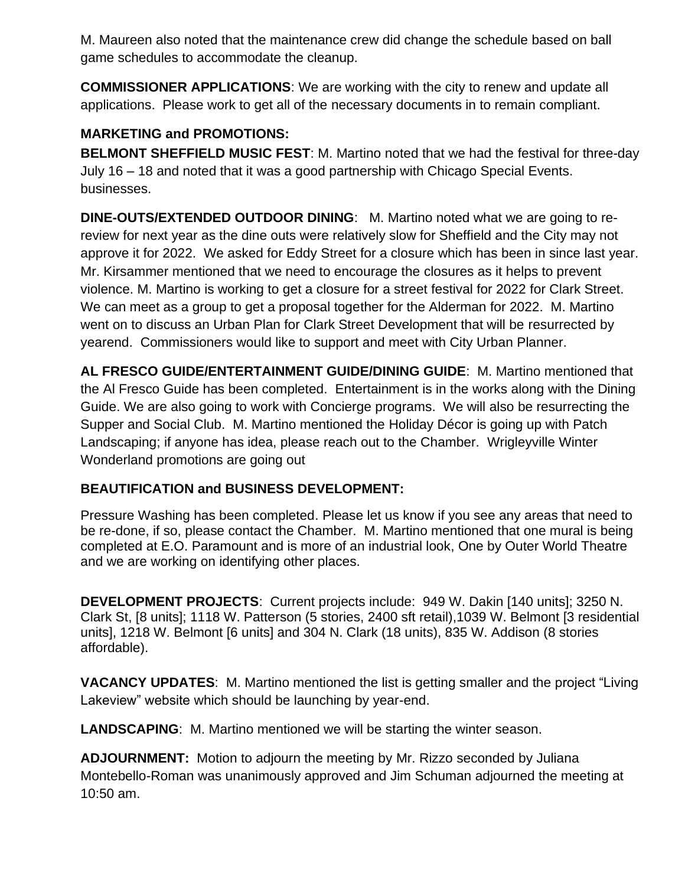M. Maureen also noted that the maintenance crew did change the schedule based on ball game schedules to accommodate the cleanup.

**COMMISSIONER APPLICATIONS**: We are working with the city to renew and update all applications. Please work to get all of the necessary documents in to remain compliant.

**MARKETING and PROMOTIONS:**

**BELMONT SHEFFIELD MUSIC FEST**: M. Martino noted that we had the festival for three-day July 16 – 18 and noted that it was a good partnership with Chicago Special Events. businesses.

**DINE-OUTS/EXTENDED OUTDOOR DINING**: M. Martino noted what we are going to re-review for next year as the dine outs were relatively slow for Sheffield and the City may not approve it for 2022. We asked for Eddy Street for a closure which has been in since last year. Mr. Kirsammer mentioned that we need to encourage the closures as it helps to prevent violence. M. Martino is working to get a closure for a street festival for 2022 for Clark Street. We can meet as a group to get a proposal together for the Alderman for 2022. M. Martino went on to discuss an Urban Plan for Clark Street Development that will be resurrected by yearend. Commissioners would like to support and meet with City Urban Planner.

**AL FRESCO GUIDE/ENTERTAINMENT GUIDE/DINING GUIDE**: M. Martino mentioned that the Al Fresco Guide has been completed. Entertainment is in the works along with the Dining Guide. We are also going to work with Concierge programs. We will also be resurrecting the Supper and Social Club. M. Martino mentioned the Holiday Décor is going up with Patch Landscaping; if anyone has idea, please reach out to the Chamber. Wrigleyville Winter Wonderland promotions are going out

**BEAUTIFICATION and BUSINESS DEVELOPMENT:**

Pressure Washing has been completed. Please let us know if you see any areas that need to be re-done, if so, please contact the Chamber. M. Martino mentioned that one mural is being completed at E.O. Paramount and is more of an industrial look, One by Outer World Theatre and we are working on identifying other places.

**DEVELOPMENT PROJECTS**: Current projects include: 949 W. Dakin [140 units]; 3250 N. Clark St, [8 units]; 1118 W. Patterson (5 stories, 2400 sft retail),1039 W. Belmont [3 residential units], 1218 W. Belmont [6 units] and 304 N. Clark (18 units), 835 W. Addison (8 stories affordable).

**VACANCY UPDATES**: M. Martino mentioned the list is getting smaller and the project "Living Lakeview" website which should be launching by year-end.

**LANDSCAPING**: M. Martino mentioned we will be starting the winter season.

**ADJOURNMENT:** Motion to adjourn the meeting by Mr. Rizzo seconded by Juliana Montebello-Roman was unanimously approved and Jim Schuman adjourned the meeting at 10:50 am.